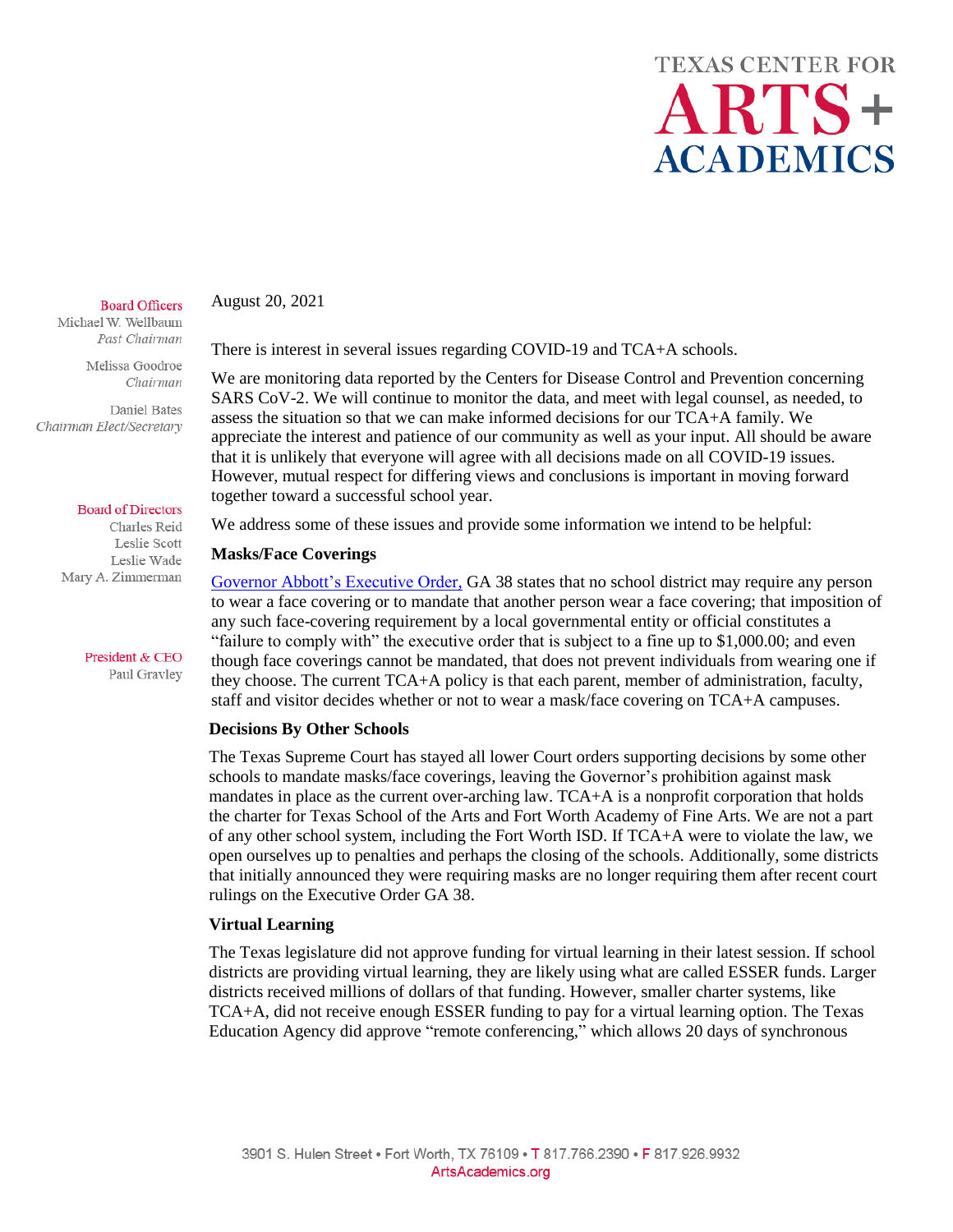# TEXAS CENTER FOR ARTS + ACADEMICS

**Board Officers**
Michael W. Wellbaum
*Past Chairman*

Melissa Goodroe
*Chairman*

Daniel Bates
*Chairman Elect/Secretary*

**Board of Directors**
Charles Reid
Leslie Scott
Leslie Wade
Mary A. Zimmerman

**President & CEO**
Paul Gravley

August 20, 2021

There is interest in several issues regarding COVID-19 and TCA+A schools.

We are monitoring data reported by the Centers for Disease Control and Prevention concerning SARS CoV-2. We will continue to monitor the data, and meet with legal counsel, as needed, to assess the situation so that we can make informed decisions for our TCA+A family. We appreciate the interest and patience of our community as well as your input. All should be aware that it is unlikely that everyone will agree with all decisions made on all COVID-19 issues. However, mutual respect for differing views and conclusions is important in moving forward together toward a successful school year.

We address some of these issues and provide some information we intend to be helpful:

**Masks/Face Coverings**

Governor Abbott's Executive Order, GA 38 states that no school district may require any person to wear a face covering or to mandate that another person wear a face covering; that imposition of any such face-covering requirement by a local governmental entity or official constitutes a "failure to comply with" the executive order that is subject to a fine up to $1,000.00; and even though face coverings cannot be mandated, that does not prevent individuals from wearing one if they choose. The current TCA+A policy is that each parent, member of administration, faculty, staff and visitor decides whether or not to wear a mask/face covering on TCA+A campuses.

**Decisions By Other Schools**

The Texas Supreme Court has stayed all lower Court orders supporting decisions by some other schools to mandate masks/face coverings, leaving the Governor's prohibition against mask mandates in place as the current over-arching law. TCA+A is a nonprofit corporation that holds the charter for Texas School of the Arts and Fort Worth Academy of Fine Arts. We are not a part of any other school system, including the Fort Worth ISD. If TCA+A were to violate the law, we open ourselves up to penalties and perhaps the closing of the schools. Additionally, some districts that initially announced they were requiring masks are no longer requiring them after recent court rulings on the Executive Order GA 38.

**Virtual Learning**

The Texas legislature did not approve funding for virtual learning in their latest session. If school districts are providing virtual learning, they are likely using what are called ESSER funds. Larger districts received millions of dollars of that funding. However, smaller charter systems, like TCA+A, did not receive enough ESSER funding to pay for a virtual learning option. The Texas Education Agency did approve "remote conferencing," which allows 20 days of synchronous

3901 S. Hulen Street • Fort Worth, TX 76109 • T 817.766.2390 • F 817.926.9932
ArtsAcademics.org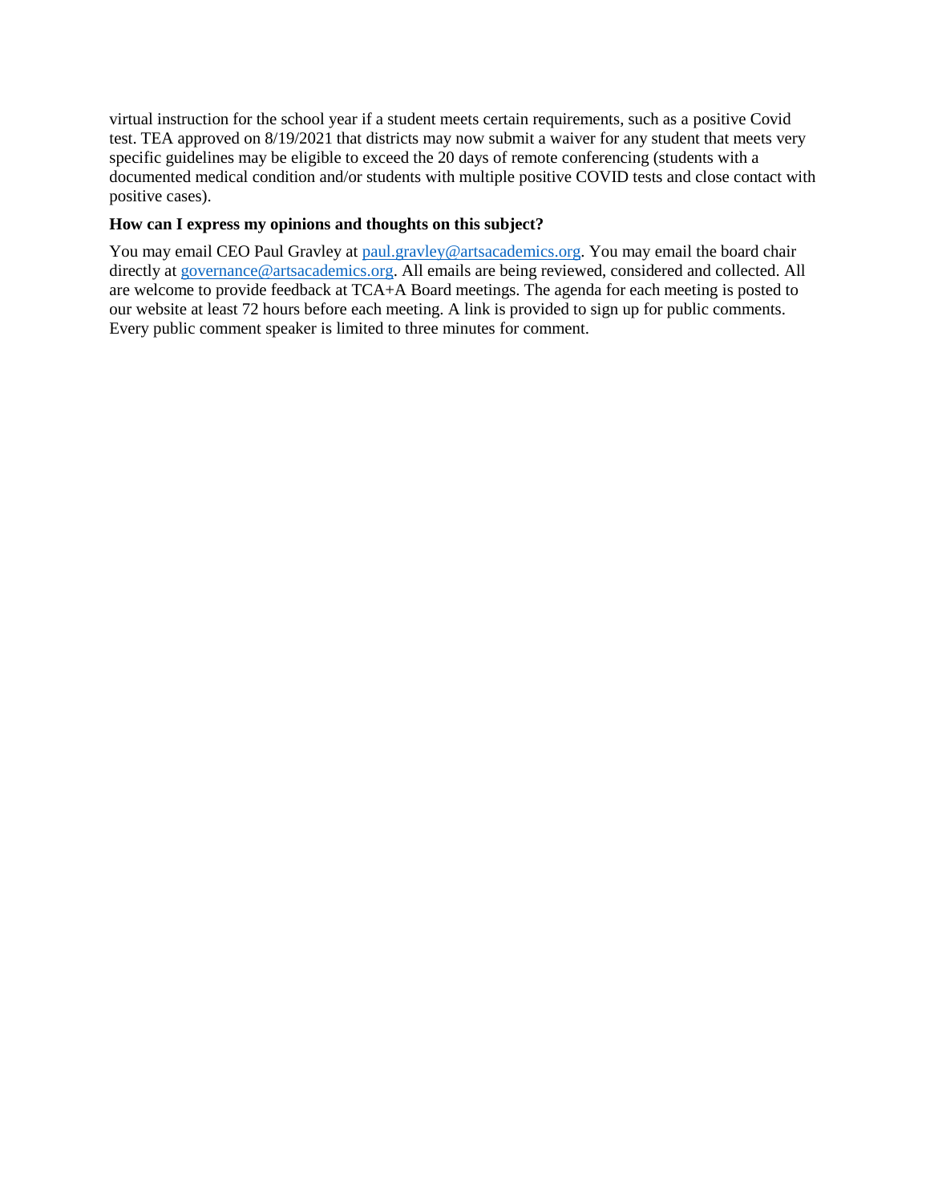virtual instruction for the school year if a student meets certain requirements, such as a positive Covid test. TEA approved on 8/19/2021 that districts may now submit a waiver for any student that meets very specific guidelines may be eligible to exceed the 20 days of remote conferencing (students with a documented medical condition and/or students with multiple positive COVID tests and close contact with positive cases).

**How can I express my opinions and thoughts on this subject?**

You may email CEO Paul Gravley at paul.gravley@artsacademics.org. You may email the board chair directly at governance@artsacademics.org. All emails are being reviewed, considered and collected. All are welcome to provide feedback at TCA+A Board meetings. The agenda for each meeting is posted to our website at least 72 hours before each meeting. A link is provided to sign up for public comments. Every public comment speaker is limited to three minutes for comment.